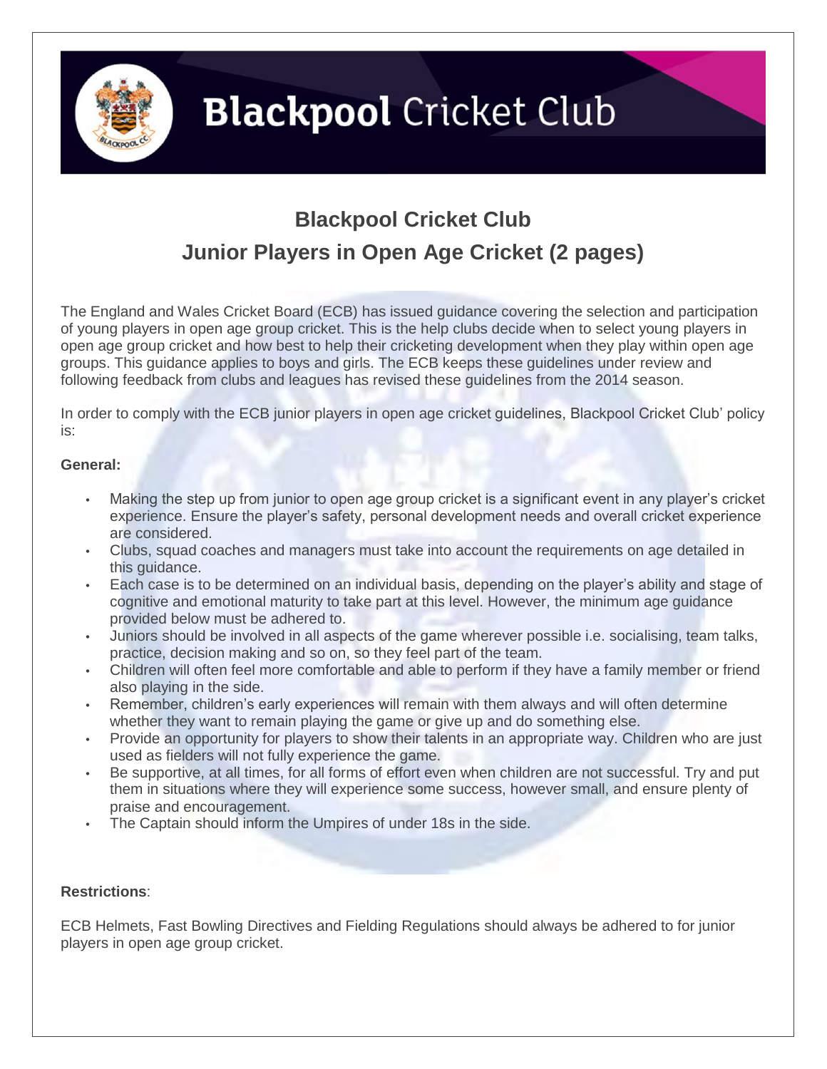# Blackpool Cricket Club

## Blackpool Cricket Club
## Junior Players in Open Age Cricket (2 pages)

The England and Wales Cricket Board (ECB) has issued guidance covering the selection and participation of young players in open age group cricket. This is the help clubs decide when to select young players in open age group cricket and how best to help their cricketing development when they play within open age groups. This guidance applies to boys and girls. The ECB keeps these guidelines under review and following feedback from clubs and leagues has revised these guidelines from the 2014 season.

In order to comply with the ECB junior players in open age cricket guidelines, Blackpool Cricket Club' policy is:

**General:**

- Making the step up from junior to open age group cricket is a significant event in any player's cricket experience. Ensure the player's safety, personal development needs and overall cricket experience are considered.
- Clubs, squad coaches and managers must take into account the requirements on age detailed in this guidance.
- Each case is to be determined on an individual basis, depending on the player's ability and stage of cognitive and emotional maturity to take part at this level. However, the minimum age guidance provided below must be adhered to.
- Juniors should be involved in all aspects of the game wherever possible i.e. socialising, team talks, practice, decision making and so on, so they feel part of the team.
- Children will often feel more comfortable and able to perform if they have a family member or friend also playing in the side.
- Remember, children's early experiences will remain with them always and will often determine whether they want to remain playing the game or give up and do something else.
- Provide an opportunity for players to show their talents in an appropriate way. Children who are just used as fielders will not fully experience the game.
- Be supportive, at all times, for all forms of effort even when children are not successful. Try and put them in situations where they will experience some success, however small, and ensure plenty of praise and encouragement.
- The Captain should inform the Umpires of under 18s in the side.

**Restrictions**:

ECB Helmets, Fast Bowling Directives and Fielding Regulations should always be adhered to for junior players in open age group cricket.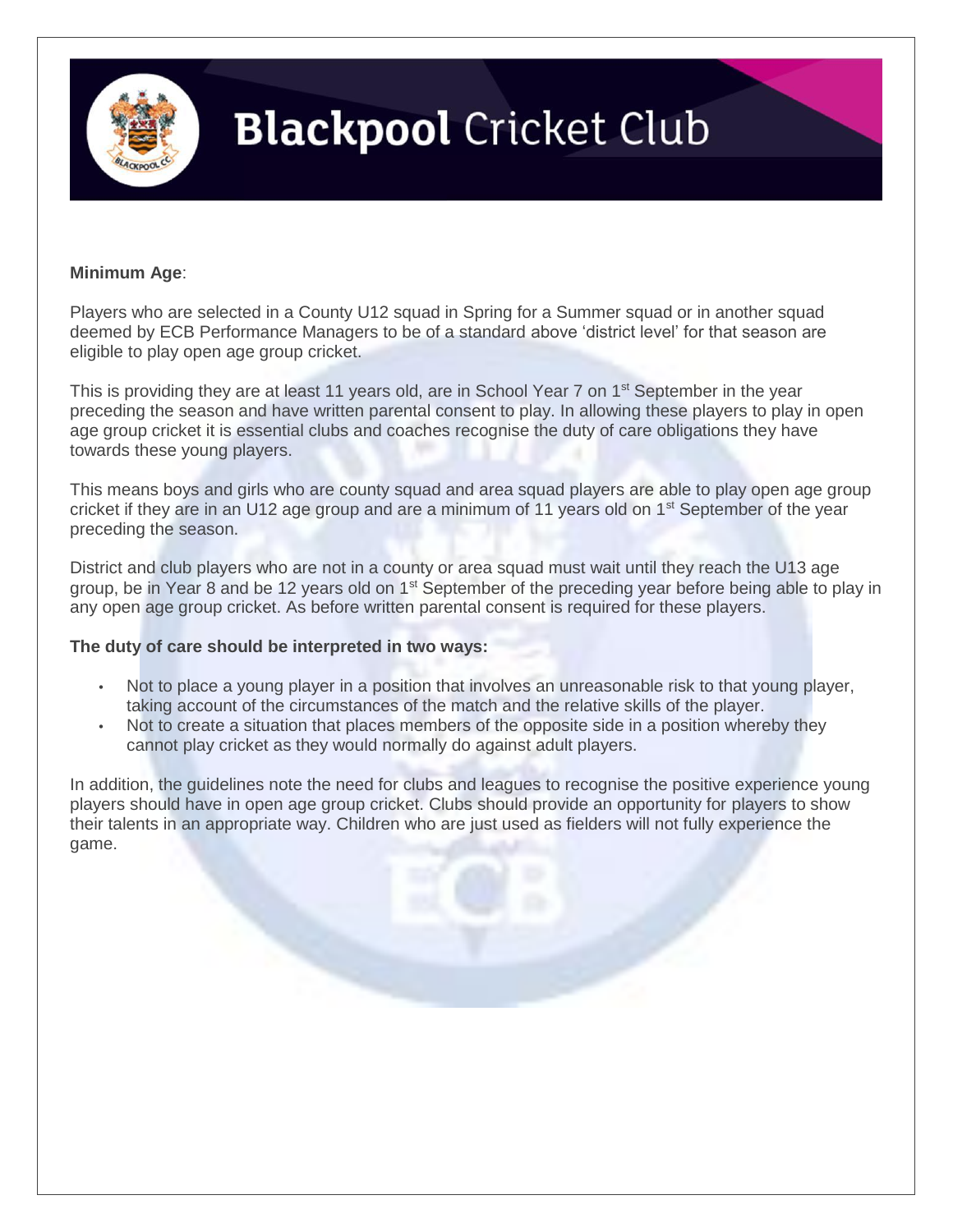**Minimum Age**:

Players who are selected in a County U12 squad in Spring for a Summer squad or in another squad deemed by ECB Performance Managers to be of a standard above 'district level' for that season are eligible to play open age group cricket.

This is providing they are at least 11 years old, are in School Year 7 on 1st September in the year preceding the season and have written parental consent to play. In allowing these players to play in open age group cricket it is essential clubs and coaches recognise the duty of care obligations they have towards these young players.

This means boys and girls who are county squad and area squad players are able to play open age group cricket if they are in an U12 age group and are a minimum of 11 years old on 1st September of the year preceding the season.

District and club players who are not in a county or area squad must wait until they reach the U13 age group, be in Year 8 and be 12 years old on 1st September of the preceding year before being able to play in any open age group cricket. As before written parental consent is required for these players.

**The duty of care should be interpreted in two ways:**

- Not to place a young player in a position that involves an unreasonable risk to that young player, taking account of the circumstances of the match and the relative skills of the player.
- Not to create a situation that places members of the opposite side in a position whereby they cannot play cricket as they would normally do against adult players.

In addition, the guidelines note the need for clubs and leagues to recognise the positive experience young players should have in open age group cricket. Clubs should provide an opportunity for players to show their talents in an appropriate way. Children who are just used as fielders will not fully experience the game.